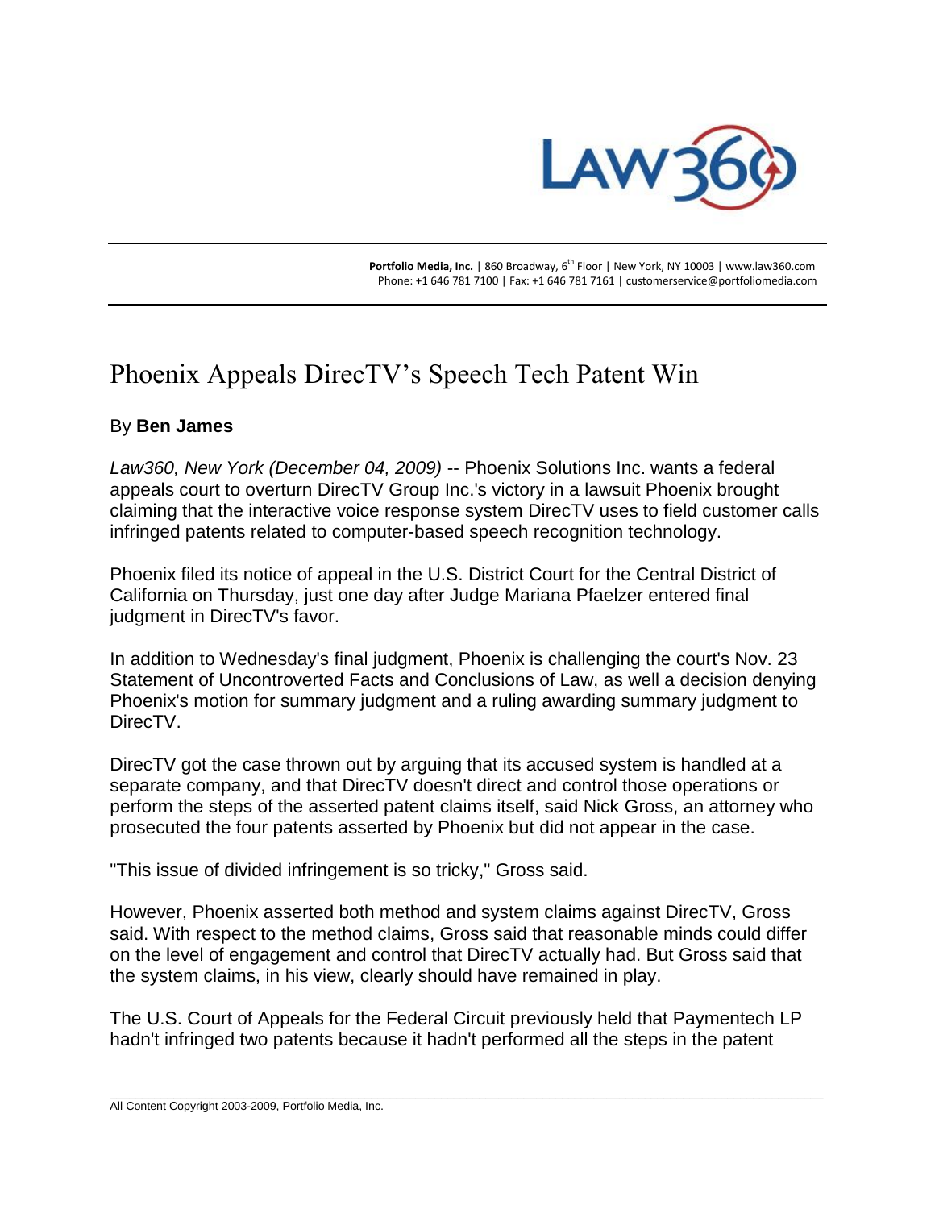**Portfolio Media, Inc.** | 860 Broadway, 6th Floor | New York, NY 10003 | www.law360.com
Phone: +1 646 781 7100 | Fax: +1 646 781 7161 | customerservice@portfoliomedia.com

# Phoenix Appeals DirecTV's Speech Tech Patent Win

By **Ben James**

*Law360, New York (December 04, 2009)* -- Phoenix Solutions Inc. wants a federal appeals court to overturn DirecTV Group Inc.'s victory in a lawsuit Phoenix brought claiming that the interactive voice response system DirecTV uses to field customer calls infringed patents related to computer-based speech recognition technology.

Phoenix filed its notice of appeal in the U.S. District Court for the Central District of California on Thursday, just one day after Judge Mariana Pfaelzer entered final judgment in DirecTV's favor.

In addition to Wednesday's final judgment, Phoenix is challenging the court's Nov. 23 Statement of Uncontroverted Facts and Conclusions of Law, as well a decision denying Phoenix's motion for summary judgment and a ruling awarding summary judgment to DirecTV.

DirecTV got the case thrown out by arguing that its accused system is handled at a separate company, and that DirecTV doesn't direct and control those operations or perform the steps of the asserted patent claims itself, said Nick Gross, an attorney who prosecuted the four patents asserted by Phoenix but did not appear in the case.

"This issue of divided infringement is so tricky," Gross said.

However, Phoenix asserted both method and system claims against DirecTV, Gross said. With respect to the method claims, Gross said that reasonable minds could differ on the level of engagement and control that DirecTV actually had. But Gross said that the system claims, in his view, clearly should have remained in play.

The U.S. Court of Appeals for the Federal Circuit previously held that Paymentech LP hadn't infringed two patents because it hadn't performed all the steps in the patent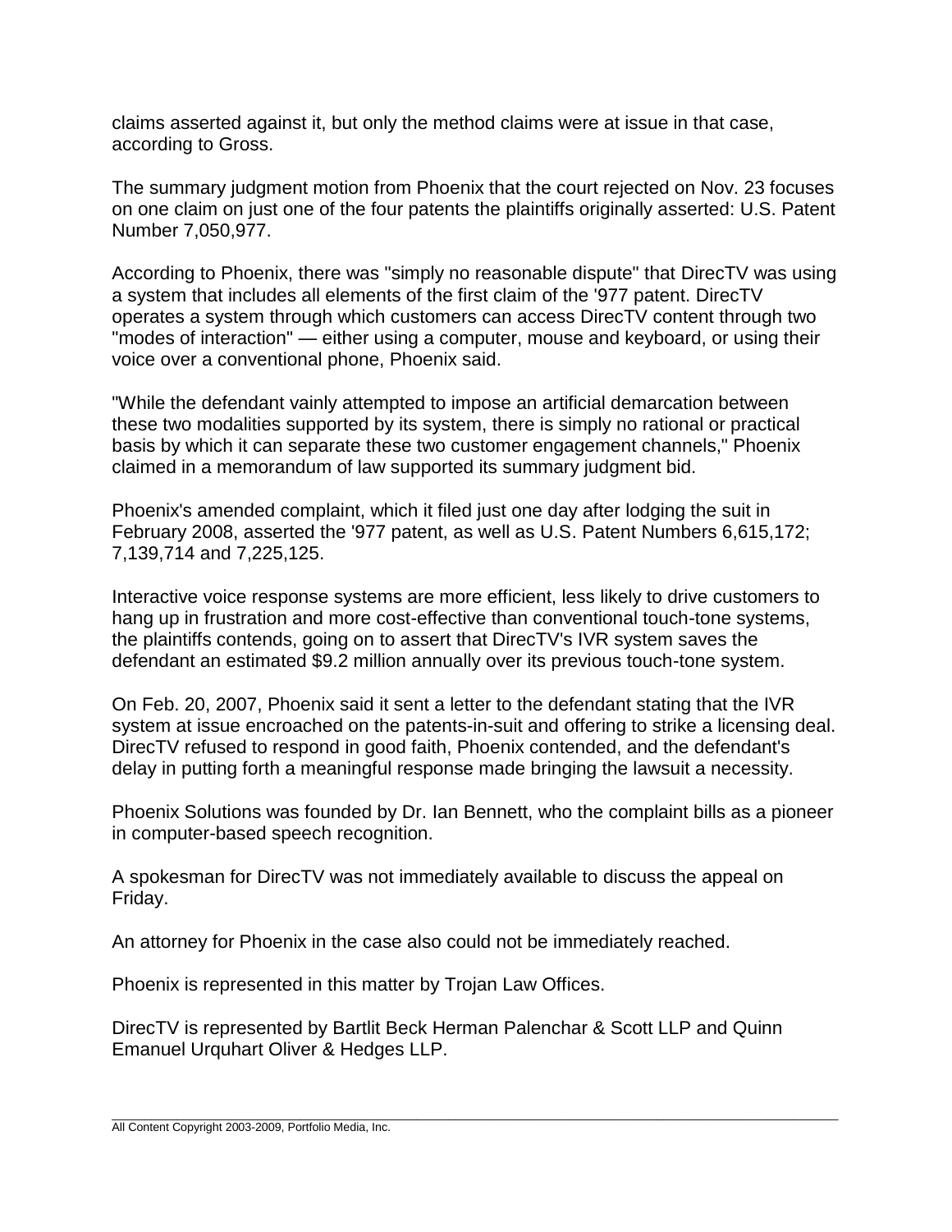claims asserted against it, but only the method claims were at issue in that case, according to Gross.

The summary judgment motion from Phoenix that the court rejected on Nov. 23 focuses on one claim on just one of the four patents the plaintiffs originally asserted: U.S. Patent Number 7,050,977.

According to Phoenix, there was "simply no reasonable dispute" that DirecTV was using a system that includes all elements of the first claim of the '977 patent. DirecTV operates a system through which customers can access DirecTV content through two "modes of interaction" — either using a computer, mouse and keyboard, or using their voice over a conventional phone, Phoenix said.

"While the defendant vainly attempted to impose an artificial demarcation between these two modalities supported by its system, there is simply no rational or practical basis by which it can separate these two customer engagement channels," Phoenix claimed in a memorandum of law supported its summary judgment bid.

Phoenix's amended complaint, which it filed just one day after lodging the suit in February 2008, asserted the '977 patent, as well as U.S. Patent Numbers 6,615,172; 7,139,714 and 7,225,125.

Interactive voice response systems are more efficient, less likely to drive customers to hang up in frustration and more cost-effective than conventional touch-tone systems, the plaintiffs contends, going on to assert that DirecTV's IVR system saves the defendant an estimated $9.2 million annually over its previous touch-tone system.

On Feb. 20, 2007, Phoenix said it sent a letter to the defendant stating that the IVR system at issue encroached on the patents-in-suit and offering to strike a licensing deal. DirecTV refused to respond in good faith, Phoenix contended, and the defendant's delay in putting forth a meaningful response made bringing the lawsuit a necessity.

Phoenix Solutions was founded by Dr. Ian Bennett, who the complaint bills as a pioneer in computer-based speech recognition.

A spokesman for DirecTV was not immediately available to discuss the appeal on Friday.

An attorney for Phoenix in the case also could not be immediately reached.

Phoenix is represented in this matter by Trojan Law Offices.

DirecTV is represented by Bartlit Beck Herman Palenchar & Scott LLP and Quinn Emanuel Urquhart Oliver & Hedges LLP.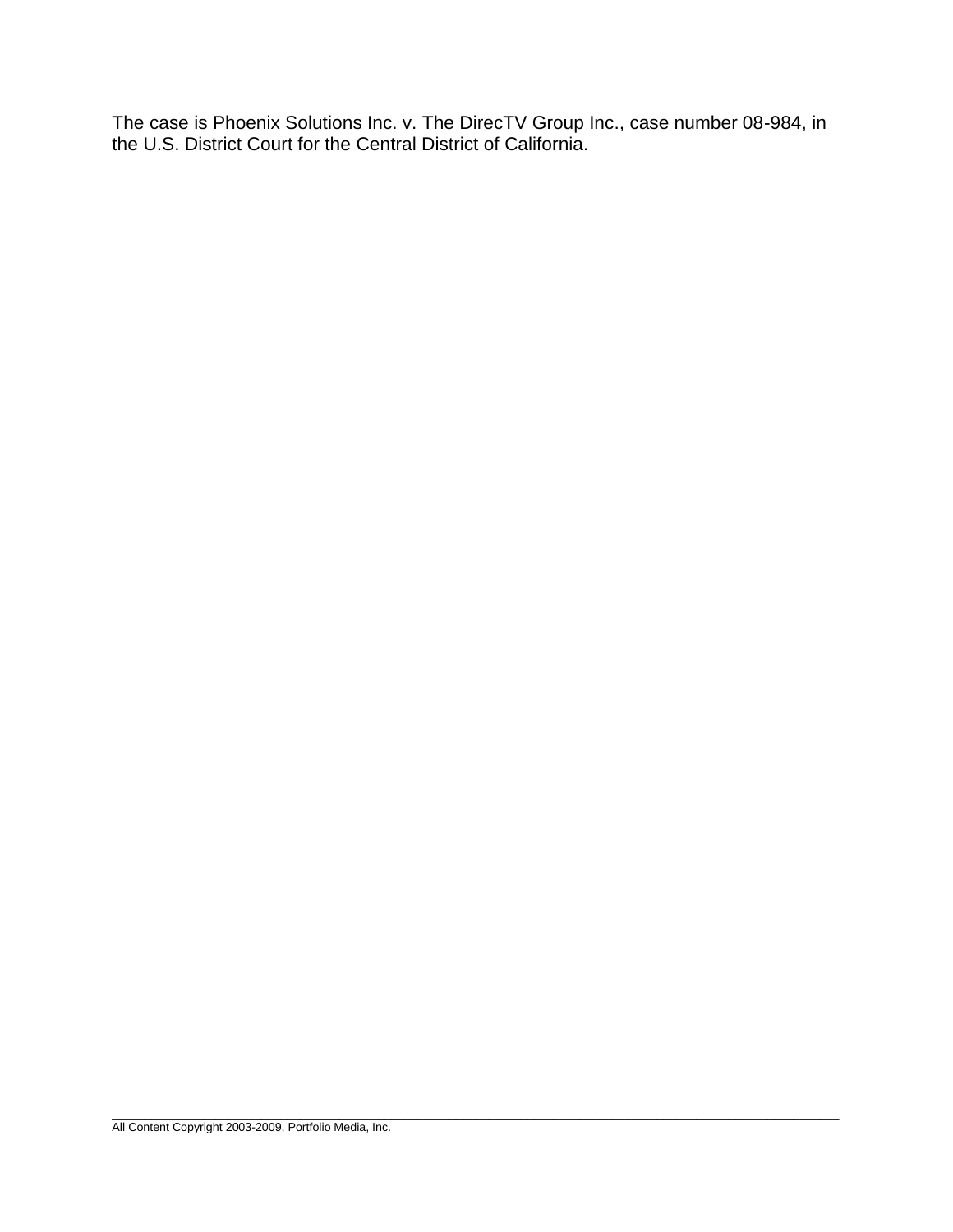The case is Phoenix Solutions Inc. v. The DirecTV Group Inc., case number 08-984, in the U.S. District Court for the Central District of California.